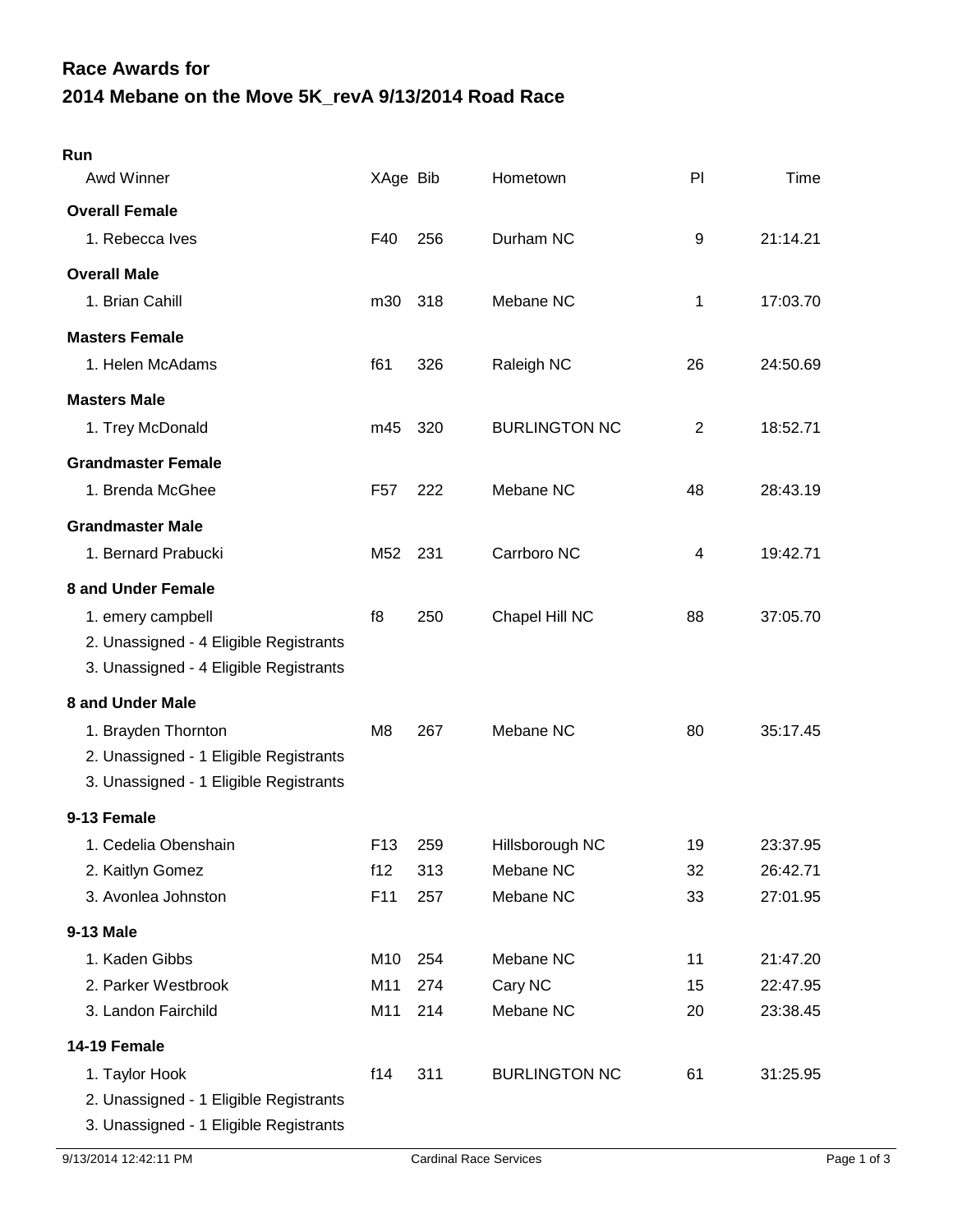# Race Awards for

# 2014 Mebane on the Move 5K_revA 9/13/2014 Road Race

**Run**

| Awd Winner | XAge | Bib | Hometown | Pl | Time |
|---|---|---|---|---|---|
| **Overall Female** | | | | | |
| 1. Rebecca Ives | F40 | 256 | Durham NC | 9 | 21:14.21 |
| **Overall Male** | | | | | |
| 1. Brian Cahill | m30 | 318 | Mebane NC | 1 | 17:03.70 |
| **Masters Female** | | | | | |
| 1. Helen McAdams | f61 | 326 | Raleigh NC | 26 | 24:50.69 |
| **Masters Male** | | | | | |
| 1. Trey McDonald | m45 | 320 | BURLINGTON NC | 2 | 18:52.71 |
| **Grandmaster Female** | | | | | |
| 1. Brenda McGhee | F57 | 222 | Mebane NC | 48 | 28:43.19 |
| **Grandmaster Male** | | | | | |
| 1. Bernard Prabucki | M52 | 231 | Carrboro NC | 4 | 19:42.71 |
| **8 and Under Female** | | | | | |
| 1. emery campbell | f8 | 250 | Chapel Hill NC | 88 | 37:05.70 |
| 2. Unassigned - 4 Eligible Registrants | | | | | |
| 3. Unassigned - 4 Eligible Registrants | | | | | |
| **8 and Under Male** | | | | | |
| 1. Brayden Thornton | M8 | 267 | Mebane NC | 80 | 35:17.45 |
| 2. Unassigned - 1 Eligible Registrants | | | | | |
| 3. Unassigned - 1 Eligible Registrants | | | | | |
| **9-13 Female** | | | | | |
| 1. Cedelia Obenshain | F13 | 259 | Hillsborough NC | 19 | 23:37.95 |
| 2. Kaitlyn Gomez | f12 | 313 | Mebane NC | 32 | 26:42.71 |
| 3. Avonlea Johnston | F11 | 257 | Mebane NC | 33 | 27:01.95 |
| **9-13 Male** | | | | | |
| 1. Kaden Gibbs | M10 | 254 | Mebane NC | 11 | 21:47.20 |
| 2. Parker Westbrook | M11 | 274 | Cary NC | 15 | 22:47.95 |
| 3. Landon Fairchild | M11 | 214 | Mebane NC | 20 | 23:38.45 |
| **14-19 Female** | | | | | |
| 1. Taylor Hook | f14 | 311 | BURLINGTON NC | 61 | 31:25.95 |
| 2. Unassigned - 1 Eligible Registrants | | | | | |
| 3. Unassigned - 1 Eligible Registrants | | | | | |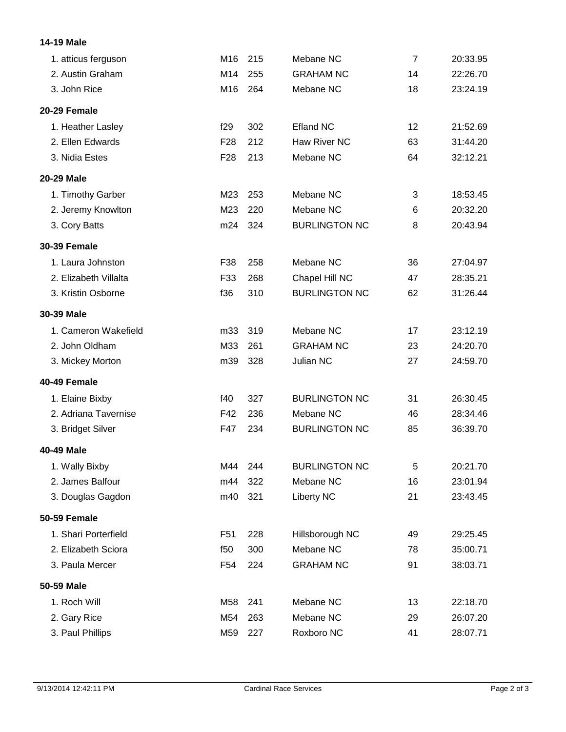**14-19 Male**

| | | | | | |
|---|---|---|---|---|---|
| 1. atticus ferguson | M16 | 215 | Mebane NC | 7 | 20:33.95 |
| 2. Austin Graham | M14 | 255 | GRAHAM NC | 14 | 22:26.70 |
| 3. John Rice | M16 | 264 | Mebane NC | 18 | 23:24.19 |

**20-29 Female**

| | | | | | |
|---|---|---|---|---|---|
| 1. Heather Lasley | f29 | 302 | Efland NC | 12 | 21:52.69 |
| 2. Ellen Edwards | F28 | 212 | Haw River NC | 63 | 31:44.20 |
| 3. Nidia Estes | F28 | 213 | Mebane NC | 64 | 32:12.21 |

**20-29 Male**

| | | | | | |
|---|---|---|---|---|---|
| 1. Timothy Garber | M23 | 253 | Mebane NC | 3 | 18:53.45 |
| 2. Jeremy Knowlton | M23 | 220 | Mebane NC | 6 | 20:32.20 |
| 3. Cory Batts | m24 | 324 | BURLINGTON NC | 8 | 20:43.94 |

**30-39 Female**

| | | | | | |
|---|---|---|---|---|---|
| 1. Laura Johnston | F38 | 258 | Mebane NC | 36 | 27:04.97 |
| 2. Elizabeth Villalta | F33 | 268 | Chapel Hill NC | 47 | 28:35.21 |
| 3. Kristin Osborne | f36 | 310 | BURLINGTON NC | 62 | 31:26.44 |

**30-39 Male**

| | | | | | |
|---|---|---|---|---|---|
| 1. Cameron Wakefield | m33 | 319 | Mebane NC | 17 | 23:12.19 |
| 2. John Oldham | M33 | 261 | GRAHAM NC | 23 | 24:20.70 |
| 3. Mickey Morton | m39 | 328 | Julian NC | 27 | 24:59.70 |

**40-49 Female**

| | | | | | |
|---|---|---|---|---|---|
| 1. Elaine Bixby | f40 | 327 | BURLINGTON NC | 31 | 26:30.45 |
| 2. Adriana Tavernise | F42 | 236 | Mebane NC | 46 | 28:34.46 |
| 3. Bridget Silver | F47 | 234 | BURLINGTON NC | 85 | 36:39.70 |

**40-49 Male**

| | | | | | |
|---|---|---|---|---|---|
| 1. Wally Bixby | M44 | 244 | BURLINGTON NC | 5 | 20:21.70 |
| 2. James Balfour | m44 | 322 | Mebane NC | 16 | 23:01.94 |
| 3. Douglas Gagdon | m40 | 321 | Liberty NC | 21 | 23:43.45 |

**50-59 Female**

| | | | | | |
|---|---|---|---|---|---|
| 1. Shari Porterfield | F51 | 228 | Hillsborough NC | 49 | 29:25.45 |
| 2. Elizabeth Sciora | f50 | 300 | Mebane NC | 78 | 35:00.71 |
| 3. Paula Mercer | F54 | 224 | GRAHAM NC | 91 | 38:03.71 |

**50-59 Male**

| | | | | | |
|---|---|---|---|---|---|
| 1. Roch Will | M58 | 241 | Mebane NC | 13 | 22:18.70 |
| 2. Gary Rice | M54 | 263 | Mebane NC | 29 | 26:07.20 |
| 3. Paul Phillips | M59 | 227 | Roxboro NC | 41 | 28:07.71 |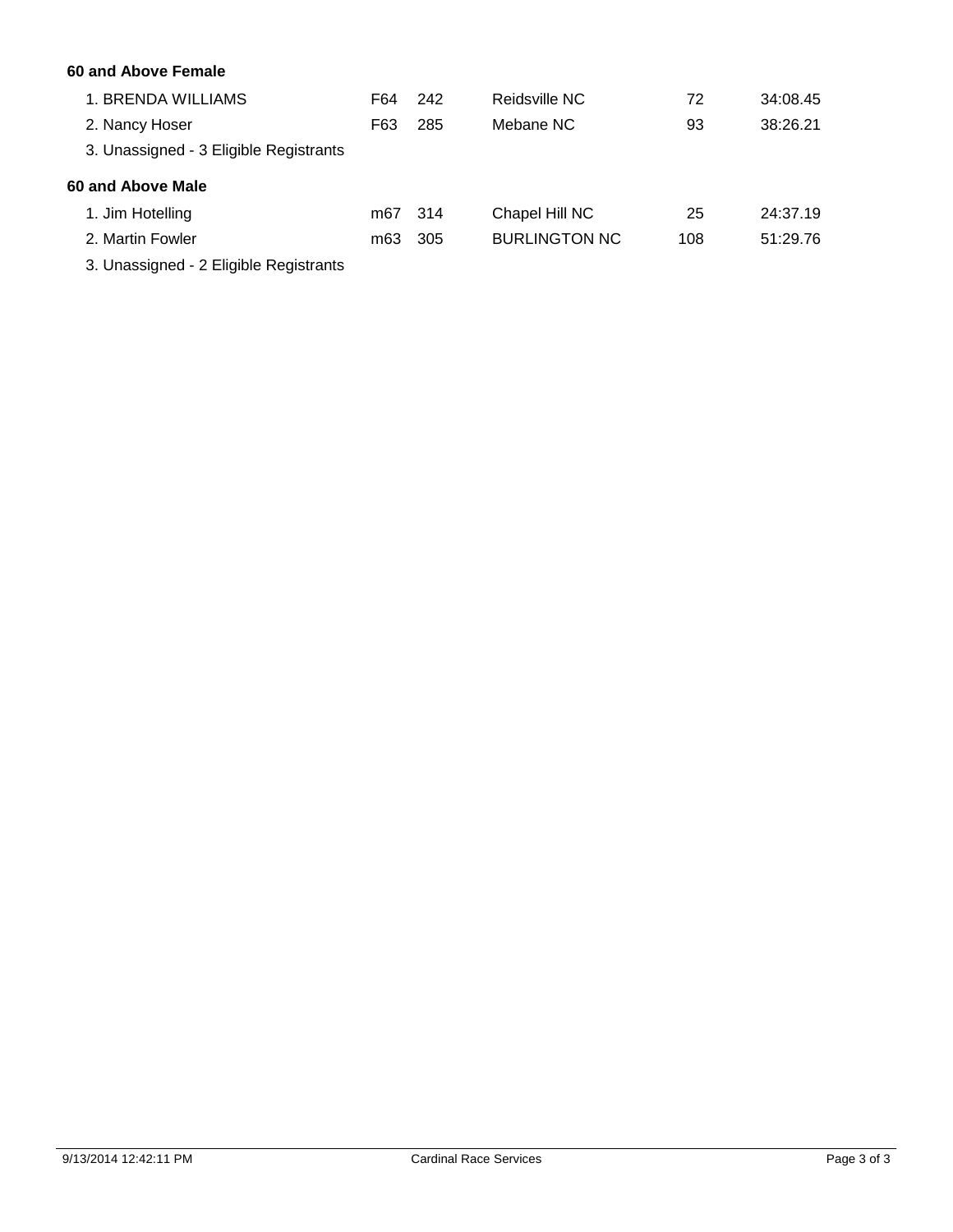### 60 and Above Female

| | | | | | |
|---|---|---|---|---|---|
| 1. BRENDA WILLIAMS | F64 | 242 | Reidsville NC | 72 | 34:08.45 |
| 2. Nancy Hoser | F63 | 285 | Mebane NC | 93 | 38:26.21 |
| 3. Unassigned - 3 Eligible Registrants | | | | | |

### 60 and Above Male

| | | | | | |
|---|---|---|---|---|---|
| 1. Jim Hotelling | m67 | 314 | Chapel Hill NC | 25 | 24:37.19 |
| 2. Martin Fowler | m63 | 305 | BURLINGTON NC | 108 | 51:29.76 |
| 3. Unassigned - 2 Eligible Registrants | | | | | |